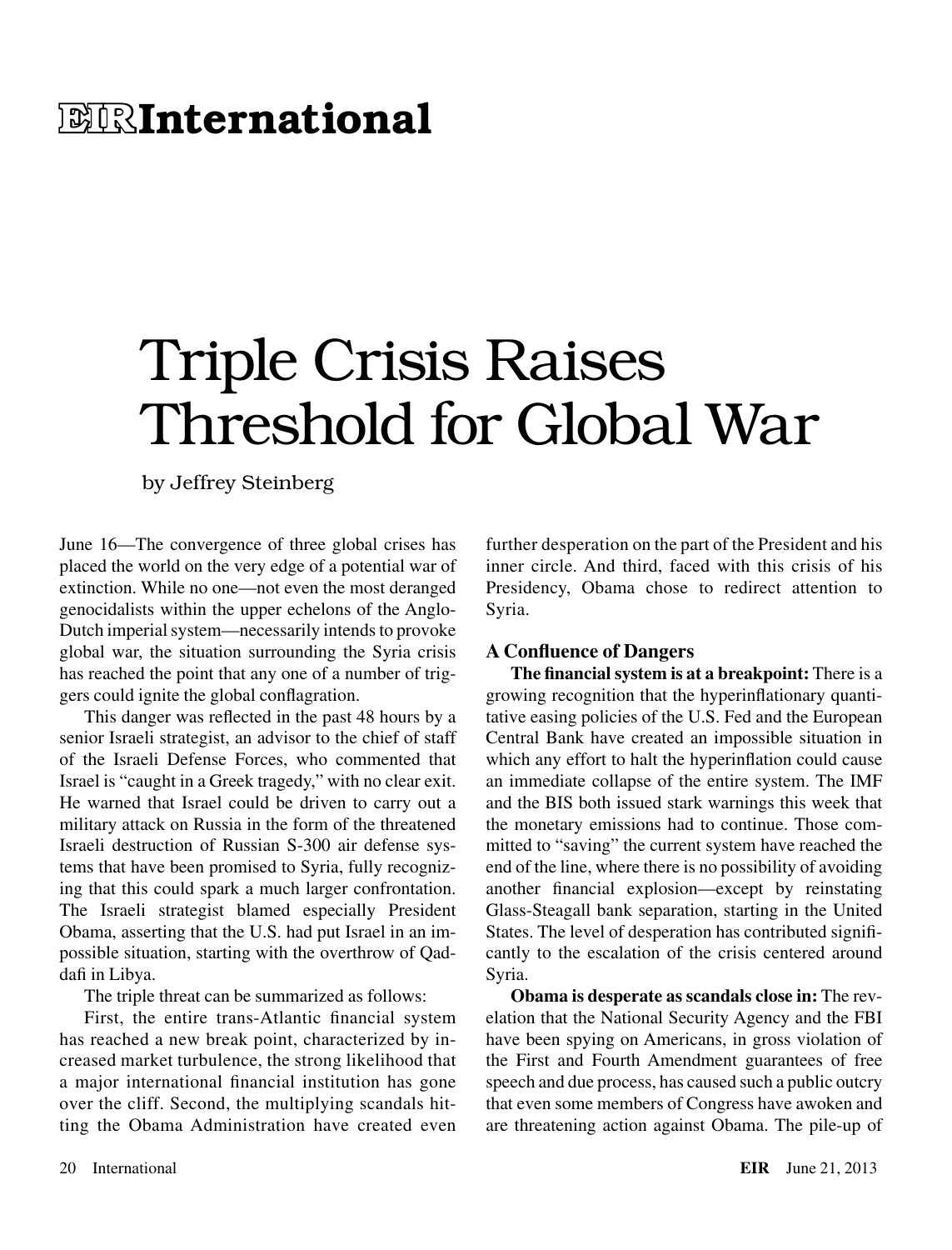# EIR International

# Triple Crisis Raises Threshold for Global War

by Jeffrey Steinberg

June 16—The convergence of three global crises has placed the world on the very edge of a potential war of extinction. While no one—not even the most deranged genocidalists within the upper echelons of the Anglo-Dutch imperial system—necessarily intends to provoke global war, the situation surrounding the Syria crisis has reached the point that any one of a number of triggers could ignite the global conflagration.

This danger was reflected in the past 48 hours by a senior Israeli strategist, an advisor to the chief of staff of the Israeli Defense Forces, who commented that Israel is "caught in a Greek tragedy," with no clear exit. He warned that Israel could be driven to carry out a military attack on Russia in the form of the threatened Israeli destruction of Russian S-300 air defense systems that have been promised to Syria, fully recognizing that this could spark a much larger confrontation. The Israeli strategist blamed especially President Obama, asserting that the U.S. had put Israel in an impossible situation, starting with the overthrow of Qaddafi in Libya.

The triple threat can be summarized as follows:

First, the entire trans-Atlantic financial system has reached a new break point, characterized by increased market turbulence, the strong likelihood that a major international financial institution has gone over the cliff. Second, the multiplying scandals hitting the Obama Administration have created even further desperation on the part of the President and his inner circle. And third, faced with this crisis of his Presidency, Obama chose to redirect attention to Syria.

## A Confluence of Dangers

**The financial system is at a breakpoint:** There is a growing recognition that the hyperinflationary quantitative easing policies of the U.S. Fed and the European Central Bank have created an impossible situation in which any effort to halt the hyperinflation could cause an immediate collapse of the entire system. The IMF and the BIS both issued stark warnings this week that the monetary emissions had to continue. Those committed to "saving" the current system have reached the end of the line, where there is no possibility of avoiding another financial explosion—except by reinstating Glass-Steagall bank separation, starting in the United States. The level of desperation has contributed significantly to the escalation of the crisis centered around Syria.

**Obama is desperate as scandals close in:** The revelation that the National Security Agency and the FBI have been spying on Americans, in gross violation of the First and Fourth Amendment guarantees of free speech and due process, has caused such a public outcry that even some members of Congress have awoken and are threatening action against Obama. The pile-up of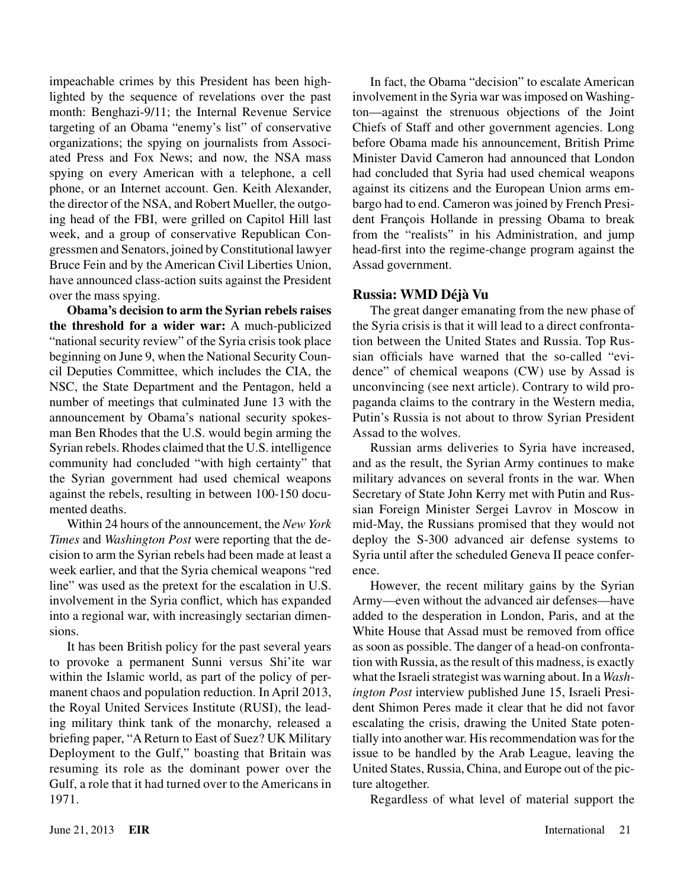impeachable crimes by this President has been highlighted by the sequence of revelations over the past month: Benghazi-9/11; the Internal Revenue Service targeting of an Obama "enemy's list" of conservative organizations; the spying on journalists from Associated Press and Fox News; and now, the NSA mass spying on every American with a telephone, a cell phone, or an Internet account. Gen. Keith Alexander, the director of the NSA, and Robert Mueller, the outgoing head of the FBI, were grilled on Capitol Hill last week, and a group of conservative Republican Congressmen and Senators, joined by Constitutional lawyer Bruce Fein and by the American Civil Liberties Union, have announced class-action suits against the President over the mass spying.

**Obama's decision to arm the Syrian rebels raises the threshold for a wider war:** A much-publicized "national security review" of the Syria crisis took place beginning on June 9, when the National Security Council Deputies Committee, which includes the CIA, the NSC, the State Department and the Pentagon, held a number of meetings that culminated June 13 with the announcement by Obama's national security spokesman Ben Rhodes that the U.S. would begin arming the Syrian rebels. Rhodes claimed that the U.S. intelligence community had concluded "with high certainty" that the Syrian government had used chemical weapons against the rebels, resulting in between 100-150 documented deaths.

Within 24 hours of the announcement, the *New York Times* and *Washington Post* were reporting that the decision to arm the Syrian rebels had been made at least a week earlier, and that the Syria chemical weapons "red line" was used as the pretext for the escalation in U.S. involvement in the Syria conflict, which has expanded into a regional war, with increasingly sectarian dimensions.

It has been British policy for the past several years to provoke a permanent Sunni versus Shi'ite war within the Islamic world, as part of the policy of permanent chaos and population reduction. In April 2013, the Royal United Services Institute (RUSI), the leading military think tank of the monarchy, released a briefing paper, "A Return to East of Suez? UK Military Deployment to the Gulf," boasting that Britain was resuming its role as the dominant power over the Gulf, a role that it had turned over to the Americans in 1971.

In fact, the Obama "decision" to escalate American involvement in the Syria war was imposed on Washington—against the strenuous objections of the Joint Chiefs of Staff and other government agencies. Long before Obama made his announcement, British Prime Minister David Cameron had announced that London had concluded that Syria had used chemical weapons against its citizens and the European Union arms embargo had to end. Cameron was joined by French President François Hollande in pressing Obama to break from the "realists" in his Administration, and jump head-first into the regime-change program against the Assad government.

### Russia: WMD Déjà Vu

The great danger emanating from the new phase of the Syria crisis is that it will lead to a direct confrontation between the United States and Russia. Top Russian officials have warned that the so-called "evidence" of chemical weapons (CW) use by Assad is unconvincing (see next article). Contrary to wild propaganda claims to the contrary in the Western media, Putin's Russia is not about to throw Syrian President Assad to the wolves.

Russian arms deliveries to Syria have increased, and as the result, the Syrian Army continues to make military advances on several fronts in the war. When Secretary of State John Kerry met with Putin and Russian Foreign Minister Sergei Lavrov in Moscow in mid-May, the Russians promised that they would not deploy the S-300 advanced air defense systems to Syria until after the scheduled Geneva II peace conference.

However, the recent military gains by the Syrian Army—even without the advanced air defenses—have added to the desperation in London, Paris, and at the White House that Assad must be removed from office as soon as possible. The danger of a head-on confrontation with Russia, as the result of this madness, is exactly what the Israeli strategist was warning about. In a *Washington Post* interview published June 15, Israeli President Shimon Peres made it clear that he did not favor escalating the crisis, drawing the United State potentially into another war. His recommendation was for the issue to be handled by the Arab League, leaving the United States, Russia, China, and Europe out of the picture altogether.

Regardless of what level of material support the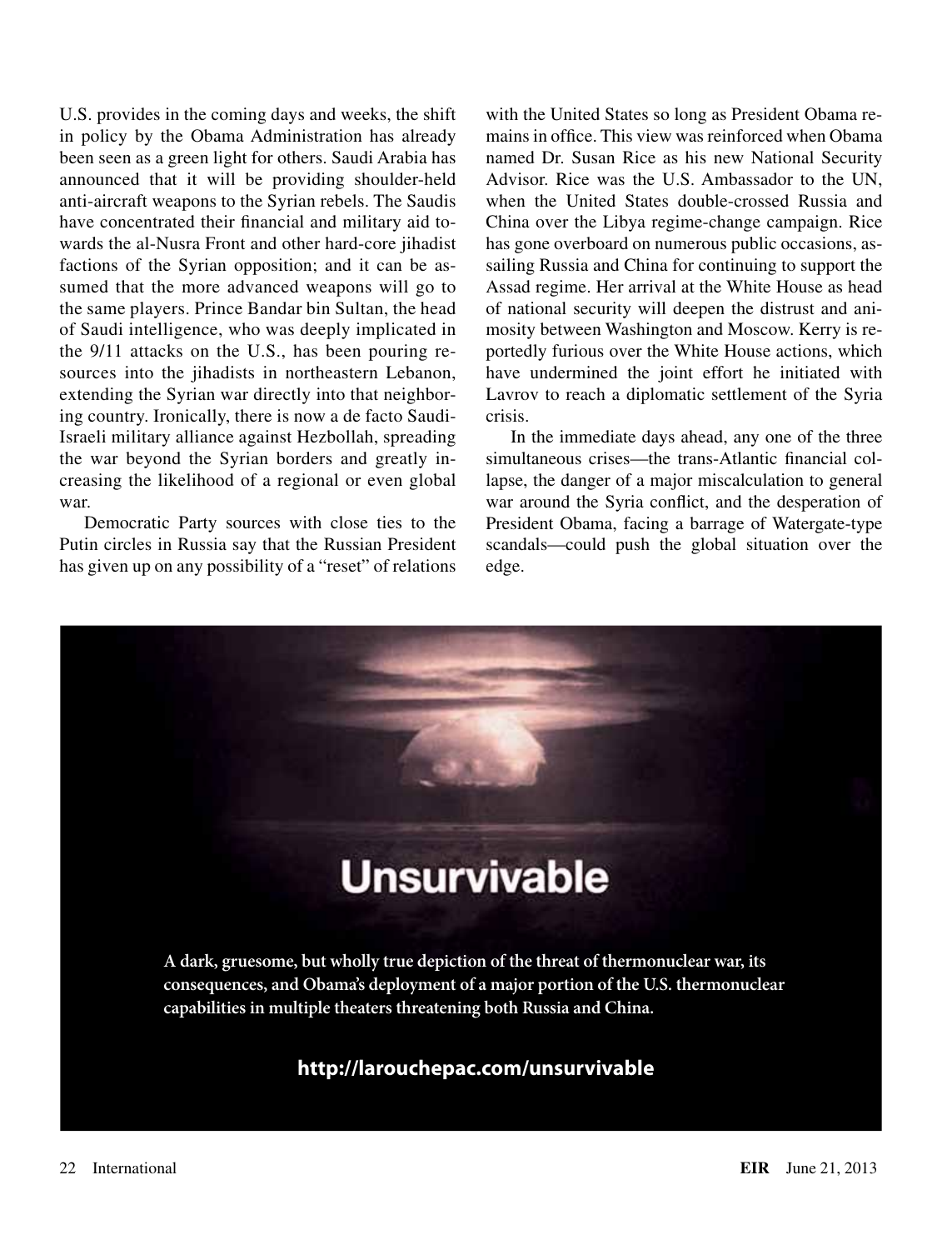U.S. provides in the coming days and weeks, the shift in policy by the Obama Administration has already been seen as a green light for others. Saudi Arabia has announced that it will be providing shoulder-held anti-aircraft weapons to the Syrian rebels. The Saudis have concentrated their financial and military aid towards the al-Nusra Front and other hard-core jihadist factions of the Syrian opposition; and it can be assumed that the more advanced weapons will go to the same players. Prince Bandar bin Sultan, the head of Saudi intelligence, who was deeply implicated in the 9/11 attacks on the U.S., has been pouring resources into the jihadists in northeastern Lebanon, extending the Syrian war directly into that neighboring country. Ironically, there is now a de facto Saudi-Israeli military alliance against Hezbollah, spreading the war beyond the Syrian borders and greatly increasing the likelihood of a regional or even global war.

Democratic Party sources with close ties to the Putin circles in Russia say that the Russian President has given up on any possibility of a "reset" of relations with the United States so long as President Obama remains in office. This view was reinforced when Obama named Dr. Susan Rice as his new National Security Advisor. Rice was the U.S. Ambassador to the UN, when the United States double-crossed Russia and China over the Libya regime-change campaign. Rice has gone overboard on numerous public occasions, assailing Russia and China for continuing to support the Assad regime. Her arrival at the White House as head of national security will deepen the distrust and animosity between Washington and Moscow. Kerry is reportedly furious over the White House actions, which have undermined the joint effort he initiated with Lavrov to reach a diplomatic settlement of the Syria crisis.

In the immediate days ahead, any one of the three simultaneous crises—the trans-Atlantic financial collapse, the danger of a major miscalculation to general war around the Syria conflict, and the desperation of President Obama, facing a barrage of Watergate-type scandals—could push the global situation over the edge.

**Unsurvivable**

**A dark, gruesome, but wholly true depiction of the threat of thermonuclear war, its consequences, and Obama's deployment of a major portion of the U.S. thermonuclear capabilities in multiple theaters threatening both Russia and China.**

**http://larouchepac.com/unsurvivable**